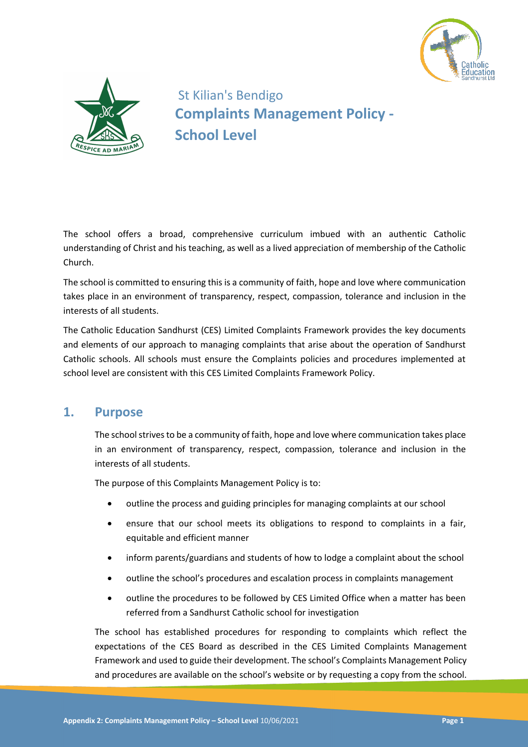# St Kilian's Bendigo
# Complaints Management Policy - School Level

The school offers a broad, comprehensive curriculum imbued with an authentic Catholic understanding of Christ and his teaching, as well as a lived appreciation of membership of the Catholic Church.

The school is committed to ensuring this is a community of faith, hope and love where communication takes place in an environment of transparency, respect, compassion, tolerance and inclusion in the interests of all students.

The Catholic Education Sandhurst (CES) Limited Complaints Framework provides the key documents and elements of our approach to managing complaints that arise about the operation of Sandhurst Catholic schools. All schools must ensure the Complaints policies and procedures implemented at school level are consistent with this CES Limited Complaints Framework Policy.

## 1. Purpose

The school strives to be a community of faith, hope and love where communication takes place in an environment of transparency, respect, compassion, tolerance and inclusion in the interests of all students.

The purpose of this Complaints Management Policy is to:

- outline the process and guiding principles for managing complaints at our school
- ensure that our school meets its obligations to respond to complaints in a fair, equitable and efficient manner
- inform parents/guardians and students of how to lodge a complaint about the school
- outline the school's procedures and escalation process in complaints management
- outline the procedures to be followed by CES Limited Office when a matter has been referred from a Sandhurst Catholic school for investigation

The school has established procedures for responding to complaints which reflect the expectations of the CES Board as described in the CES Limited Complaints Management Framework and used to guide their development. The school's Complaints Management Policy and procedures are available on the school's website or by requesting a copy from the school.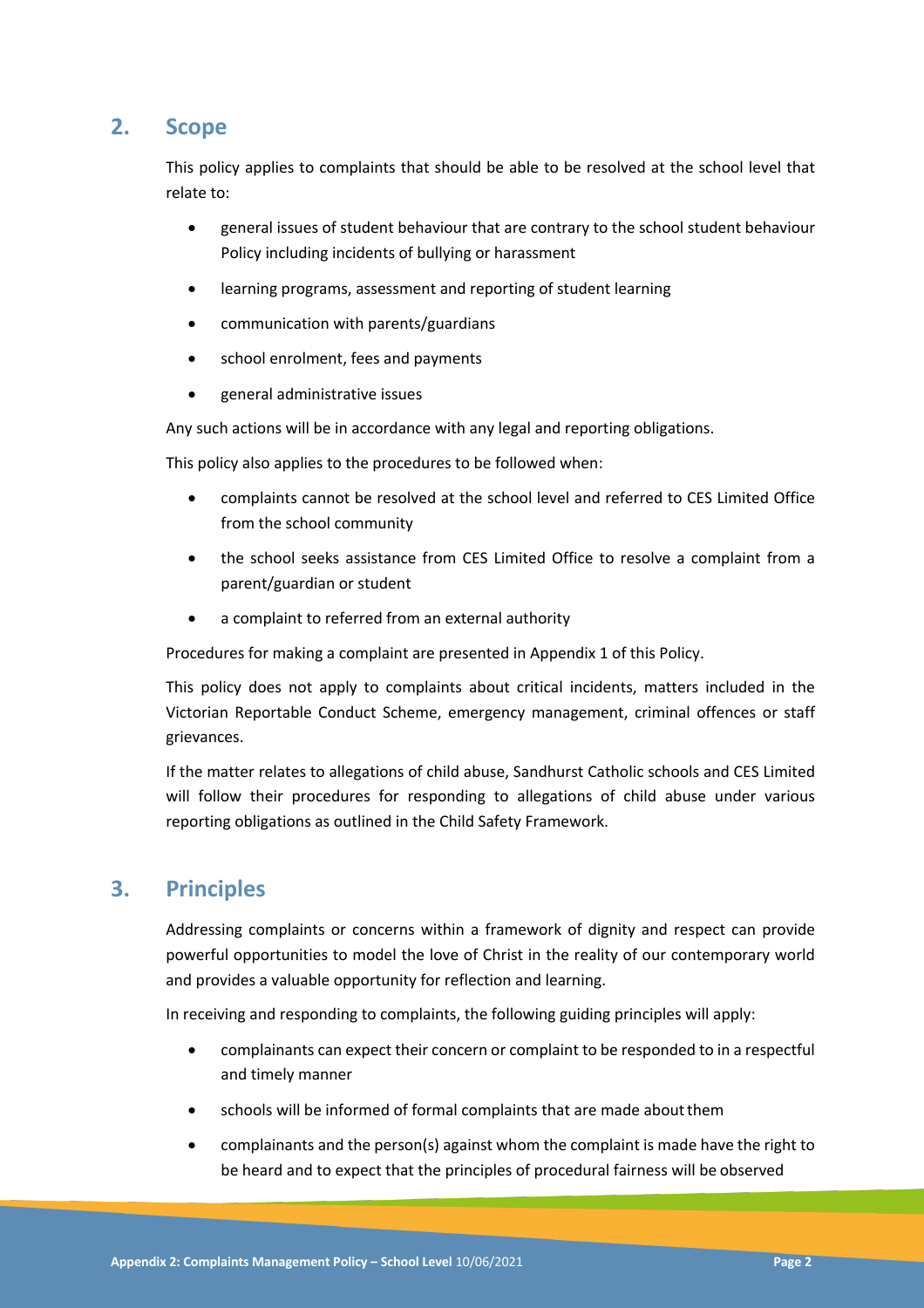## 2. Scope

This policy applies to complaints that should be able to be resolved at the school level that relate to:

- general issues of student behaviour that are contrary to the school student behaviour Policy including incidents of bullying or harassment
- learning programs, assessment and reporting of student learning
- communication with parents/guardians
- school enrolment, fees and payments
- general administrative issues

Any such actions will be in accordance with any legal and reporting obligations.

This policy also applies to the procedures to be followed when:

- complaints cannot be resolved at the school level and referred to CES Limited Office from the school community
- the school seeks assistance from CES Limited Office to resolve a complaint from a parent/guardian or student
- a complaint to referred from an external authority

Procedures for making a complaint are presented in Appendix 1 of this Policy.

This policy does not apply to complaints about critical incidents, matters included in the Victorian Reportable Conduct Scheme, emergency management, criminal offences or staff grievances.

If the matter relates to allegations of child abuse, Sandhurst Catholic schools and CES Limited will follow their procedures for responding to allegations of child abuse under various reporting obligations as outlined in the Child Safety Framework.

## 3. Principles

Addressing complaints or concerns within a framework of dignity and respect can provide powerful opportunities to model the love of Christ in the reality of our contemporary world and provides a valuable opportunity for reflection and learning.

In receiving and responding to complaints, the following guiding principles will apply:

- complainants can expect their concern or complaint to be responded to in a respectful and timely manner
- schools will be informed of formal complaints that are made about them
- complainants and the person(s) against whom the complaint is made have the right to be heard and to expect that the principles of procedural fairness will be observed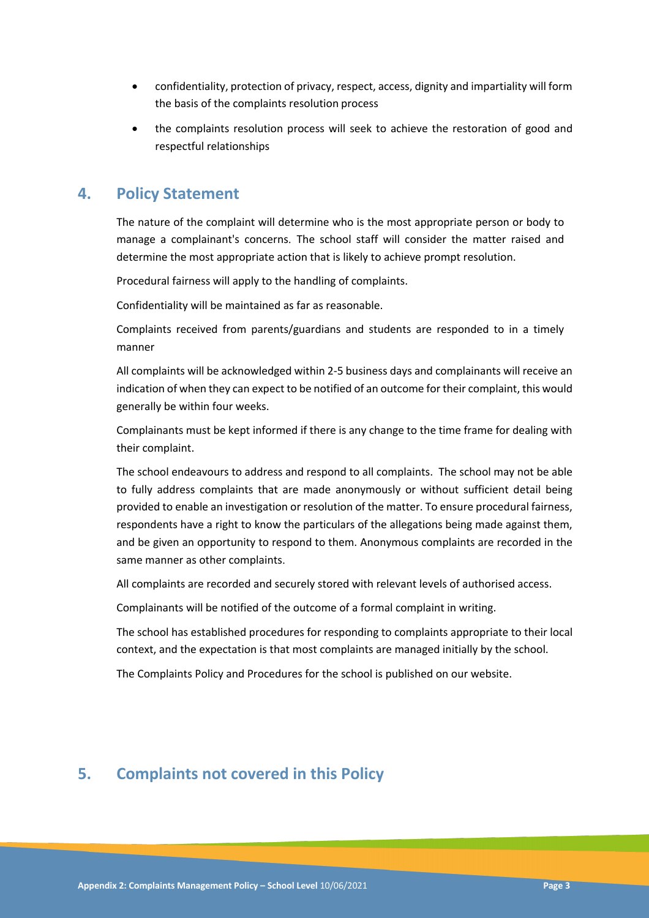- confidentiality, protection of privacy, respect, access, dignity and impartiality will form the basis of the complaints resolution process
- the complaints resolution process will seek to achieve the restoration of good and respectful relationships

## 4. Policy Statement

The nature of the complaint will determine who is the most appropriate person or body to manage a complainant's concerns. The school staff will consider the matter raised and determine the most appropriate action that is likely to achieve prompt resolution.

Procedural fairness will apply to the handling of complaints.

Confidentiality will be maintained as far as reasonable.

Complaints received from parents/guardians and students are responded to in a timely manner

All complaints will be acknowledged within 2-5 business days and complainants will receive an indication of when they can expect to be notified of an outcome for their complaint, this would generally be within four weeks.

Complainants must be kept informed if there is any change to the time frame for dealing with their complaint.

The school endeavours to address and respond to all complaints. The school may not be able to fully address complaints that are made anonymously or without sufficient detail being provided to enable an investigation or resolution of the matter. To ensure procedural fairness, respondents have a right to know the particulars of the allegations being made against them, and be given an opportunity to respond to them. Anonymous complaints are recorded in the same manner as other complaints.

All complaints are recorded and securely stored with relevant levels of authorised access.

Complainants will be notified of the outcome of a formal complaint in writing.

The school has established procedures for responding to complaints appropriate to their local context, and the expectation is that most complaints are managed initially by the school.

The Complaints Policy and Procedures for the school is published on our website.

## 5. Complaints not covered in this Policy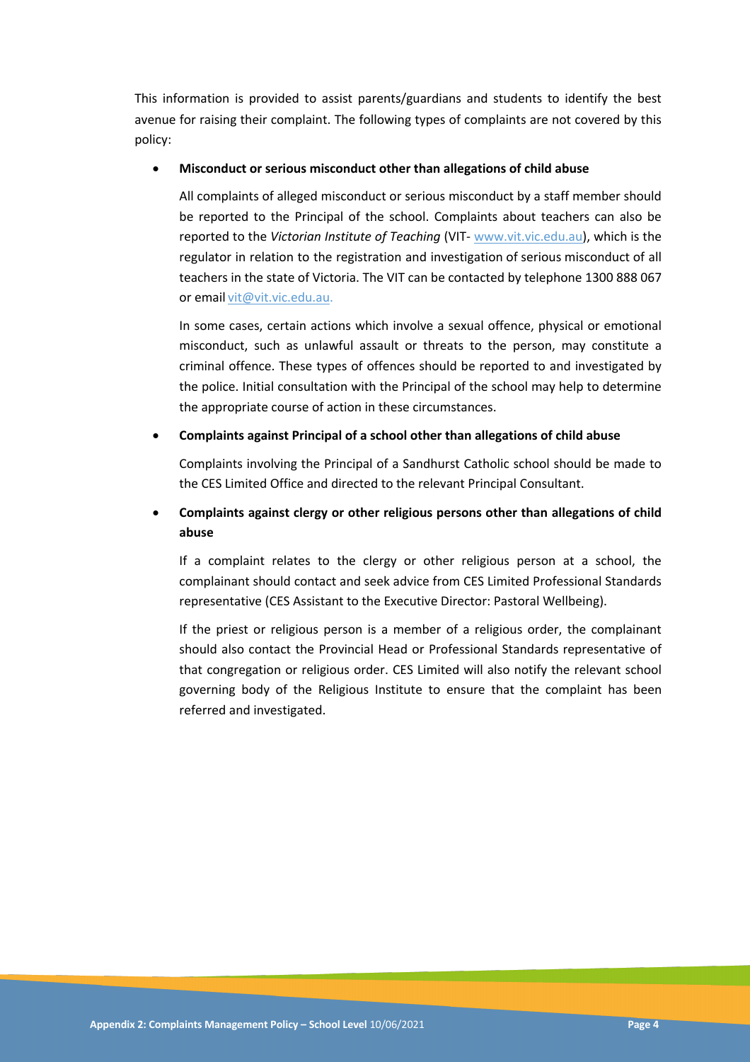This information is provided to assist parents/guardians and students to identify the best avenue for raising their complaint. The following types of complaints are not covered by this policy:

- **Misconduct or serious misconduct other than allegations of child abuse**

  All complaints of alleged misconduct or serious misconduct by a staff member should be reported to the Principal of the school. Complaints about teachers can also be reported to the *Victorian Institute of Teaching* (VIT- www.vit.vic.edu.au), which is the regulator in relation to the registration and investigation of serious misconduct of all teachers in the state of Victoria. The VIT can be contacted by telephone 1300 888 067 or email vit@vit.vic.edu.au.

  In some cases, certain actions which involve a sexual offence, physical or emotional misconduct, such as unlawful assault or threats to the person, may constitute a criminal offence. These types of offences should be reported to and investigated by the police. Initial consultation with the Principal of the school may help to determine the appropriate course of action in these circumstances.

- **Complaints against Principal of a school other than allegations of child abuse**

  Complaints involving the Principal of a Sandhurst Catholic school should be made to the CES Limited Office and directed to the relevant Principal Consultant.

- **Complaints against clergy or other religious persons other than allegations of child abuse**

  If a complaint relates to the clergy or other religious person at a school, the complainant should contact and seek advice from CES Limited Professional Standards representative (CES Assistant to the Executive Director: Pastoral Wellbeing).

  If the priest or religious person is a member of a religious order, the complainant should also contact the Provincial Head or Professional Standards representative of that congregation or religious order. CES Limited will also notify the relevant school governing body of the Religious Institute to ensure that the complaint has been referred and investigated.